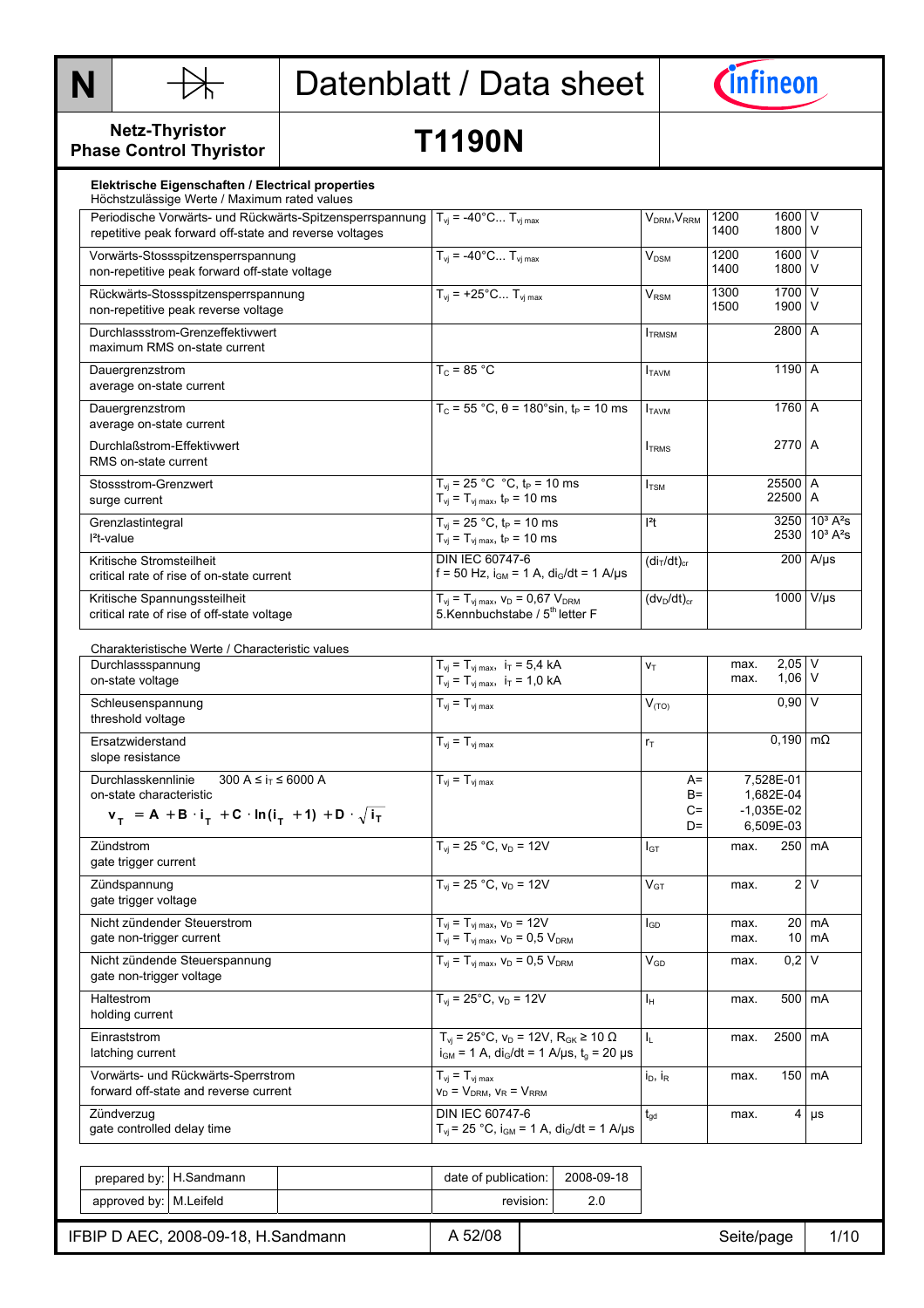N

# Datenblatt / Data sheet

**Netz-Thyristor**
**Phase Control Thyristor**

## T1190N

**Elektrische Eigenschaften / Electrical properties**
Höchstzulässige Werte / Maximum rated values

| Parameter | Conditions | Symbol | Value | Unit |
|---|---|---|---|---|
| Periodische Vorwärts- und Rückwärts-Spitzensperrspannung<br>repetitive peak forward off-state and reverse voltages | $T_{vj}$ = -40°C... $T_{vj\,max}$ | $V_{DRM}$, $V_{RRM}$ | 1200 1600<br>1400 1800 | V<br>V |
| Vorwärts-Stossspitzensperrspannung<br>non-repetitive peak forward off-state voltage | $T_{vj}$ = -40°C... $T_{vj\,max}$ | $V_{DSM}$ | 1200 1600<br>1400 1800 | V<br>V |
| Rückwärts-Stossspitzensperrspannung<br>non-repetitive peak reverse voltage | $T_{vj}$ = +25°C... $T_{vj\,max}$ | $V_{RSM}$ | 1300 1700<br>1500 1900 | V<br>V |
| Durchlassstrom-Grenzeffektivwert<br>maximum RMS on-state current | | $I_{TRMSM}$ | 2800 | A |
| Dauergrenzstrom<br>average on-state current | $T_C$ = 85 °C | $I_{TAVM}$ | 1190 | A |
| Dauergrenzstrom<br>average on-state current | $T_C$ = 55 °C, θ = 180°sin, $t_P$ = 10 ms | $I_{TAVM}$ | 1760 | A |
| Durchlaßstrom-Effektivwert<br>RMS on-state current | | $I_{TRMS}$ | 2770 | A |
| Stossstrom-Grenzwert<br>surge current | $T_{vj}$ = 25 °C °C, $t_P$ = 10 ms<br>$T_{vj}$ = $T_{vj\,max}$, $t_P$ = 10 ms | $I_{TSM}$ | 25500<br>22500 | A<br>A |
| Grenzlastintegral<br>I²t-value | $T_{vj}$ = 25 °C, $t_P$ = 10 ms<br>$T_{vj}$ = $T_{vj\,max}$, $t_P$ = 10 ms | I²t | 3250<br>2530 | 10³ A²s<br>10³ A²s |
| Kritische Stromsteilheit<br>critical rate of rise of on-state current | DIN IEC 60747-6<br>f = 50 Hz, $i_{GM}$ = 1 A, $di_G/dt$ = 1 A/µs | $(di_T/dt)_{cr}$ | 200 | A/µs |
| Kritische Spannungssteilheit<br>critical rate of rise of off-state voltage | $T_{vj}$ = $T_{vj\,max}$, $v_D$ = 0,67 $V_{DRM}$<br>5.Kennbuchstabe / 5th letter F | $(dv_D/dt)_{cr}$ | 1000 | V/µs |

Charakteristische Werte / Characteristic values

| Parameter | Conditions | Symbol | Value | Unit |
|---|---|---|---|---|
| Durchlassspannung<br>on-state voltage | $T_{vj}$ = $T_{vj\,max}$, $i_T$ = 5,4 kA<br>$T_{vj}$ = $T_{vj\,max}$, $i_T$ = 1,0 kA | $v_T$ | max. 2,05<br>max. 1,06 | V<br>V |
| Schleusenspannung<br>threshold voltage | $T_{vj}$ = $T_{vj\,max}$ | $V_{(TO)}$ | 0,90 | V |
| Ersatzwiderstand<br>slope resistance | $T_{vj}$ = $T_{vj\,max}$ | $r_T$ | 0,190 | mΩ |
| Durchlasskennlinie 300 A ≤ $i_T$ ≤ 6000 A<br>on-state characteristic<br>$v_T = A + B \cdot i_T + C \cdot \ln(i_T + 1) + D \cdot \sqrt{i_T}$ | $T_{vj}$ = $T_{vj\,max}$ | A=<br>B=<br>C=<br>D= | 7,528E-01<br>1,682E-04<br>-1,035E-02<br>6,509E-03 | |
| Zündstrom<br>gate trigger current | $T_{vj}$ = 25 °C, $v_D$ = 12V | $I_{GT}$ | max. 250 | mA |
| Zündspannung<br>gate trigger voltage | $T_{vj}$ = 25 °C, $v_D$ = 12V | $V_{GT}$ | max. 2 | V |
| Nicht zündender Steuerstrom<br>gate non-trigger current | $T_{vj}$ = $T_{vj\,max}$, $v_D$ = 12V<br>$T_{vj}$ = $T_{vj\,max}$, $v_D$ = 0,5 $V_{DRM}$ | $I_{GD}$ | max. 20<br>max. 10 | mA<br>mA |
| Nicht zündende Steuerspannung<br>gate non-trigger voltage | $T_{vj}$ = $T_{vj\,max}$, $v_D$ = 0,5 $V_{DRM}$ | $V_{GD}$ | max. 0,2 | V |
| Haltestrom<br>holding current | $T_{vj}$ = 25°C, $v_D$ = 12V | $I_H$ | max. 500 | mA |
| Einraststrom<br>latching current | $T_{vj}$ = 25°C, $v_D$ = 12V, $R_{GK}$ ≥ 10 Ω<br>$i_{GM}$ = 1 A, $di_G/dt$ = 1 A/µs, $t_g$ = 20 µs | $I_L$ | max. 2500 | mA |
| Vorwärts- und Rückwärts-Sperrstrom<br>forward off-state and reverse current | $T_{vj}$ = $T_{vj\,max}$<br>$v_D$ = $V_{DRM}$, $v_R$ = $V_{RRM}$ | $i_D$, $i_R$ | max. 150 | mA |
| Zündverzug<br>gate controlled delay time | DIN IEC 60747-6<br>$T_{vj}$ = 25 °C, $i_{GM}$ = 1 A, $di_G/dt$ = 1 A/µs | $t_{gd}$ | max. 4 | µs |

| | | | | |
|---|---|---|---|---|
| prepared by: | H.Sandmann | | date of publication: | 2008-09-18 |
| approved by: | M.Leifeld | | revision: | 2.0 |

IFBIP D AEC, 2008-09-18, H.Sandmann | A 52/08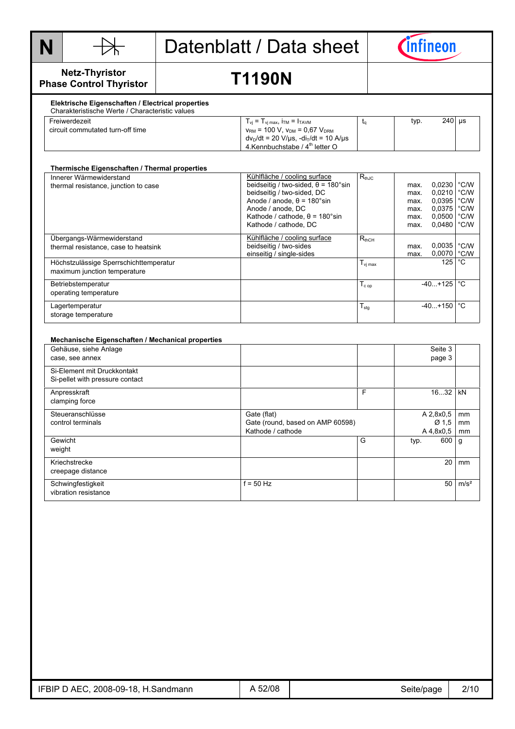# Datenblatt / Data sheet

**Netz-Thyristor**
**Phase Control Thyristor**

## T1190N

### Elektrische Eigenschaften / Electrical properties

Charakteristische Werte / Characteristic values

| | | | | | |
|---|---|---|---|---|---|
| Freiwerdezeit<br>circuit commutated turn-off time | $T_{vj} = T_{vj\,max}$, $i_{TM} = I_{TAVM}$<br>$v_{RM}$ = 100 V, $v_{DM}$ = 0,67 $V_{DRM}$<br>$dv_D/dt$ = 20 V/µs, $-di_T/dt$ = 10 A/µs<br>4.Kennbuchstabe / 4th letter O | $t_q$ | typ. | 240 | µs |

### Thermische Eigenschaften / Thermal properties

| | | | | | |
|---|---|---|---|---|---|
| Innerer Wärmewiderstand<br>thermal resistance, junction to case | Kühlfläche / cooling surface<br>beidseitig / two-sided, θ = 180°sin<br>beidseitig / two-sided, DC<br>Anode / anode, θ = 180°sin<br>Anode / anode, DC<br>Kathode / cathode, θ = 180°sin<br>Kathode / cathode, DC | $R_{thJC}$ | <br>max.<br>max.<br>max.<br>max.<br>max.<br>max. | <br>0,0230<br>0,0210<br>0,0395<br>0,0375<br>0,0500<br>0,0480 | <br>°C/W<br>°C/W<br>°C/W<br>°C/W<br>°C/W<br>°C/W |
| Übergangs-Wärmewiderstand<br>thermal resistance, case to heatsink | Kühlfläche / cooling surface<br>beidseitig / two-sides<br>einseitig / single-sides | $R_{thCH}$ | <br>max.<br>max. | <br>0,0035<br>0,0070 | <br>°C/W<br>°C/W |
| Höchstzulässige Sperrschichttemperatur<br>maximum junction temperature | | $T_{vj\,max}$ | | 125 | °C |
| Betriebstemperatur<br>operating temperature | | $T_{c\,op}$ | | -40...+125 | °C |
| Lagertemperatur<br>storage temperature | | $T_{stg}$ | | -40...+150 | °C |

### Mechanische Eigenschaften / Mechanical properties

| | | | | | |
|---|---|---|---|---|---|
| Gehäuse, siehe Anlage<br>case, see annex | | | | Seite 3<br>page 3 | |
| Si-Element mit Druckkontakt<br>Si-pellet with pressure contact | | | | | |
| Anpresskraft<br>clamping force | | F | | 16...32 | kN |
| Steueranschlüsse<br>control terminals | Gate (flat)<br>Gate (round, based on AMP 60598)<br>Kathode / cathode | | | A 2,8x0,5<br>Ø 1,5<br>A 4,8x0,5 | mm<br>mm<br>mm |
| Gewicht<br>weight | | G | typ. | 600 | g |
| Kriechstrecke<br>creepage distance | | | | 20 | mm |
| Schwingfestigkeit<br>vibration resistance | f = 50 Hz | | | 50 | m/s² |

IFBIP D AEC, 2008-09-18, H.Sandmann — A 52/08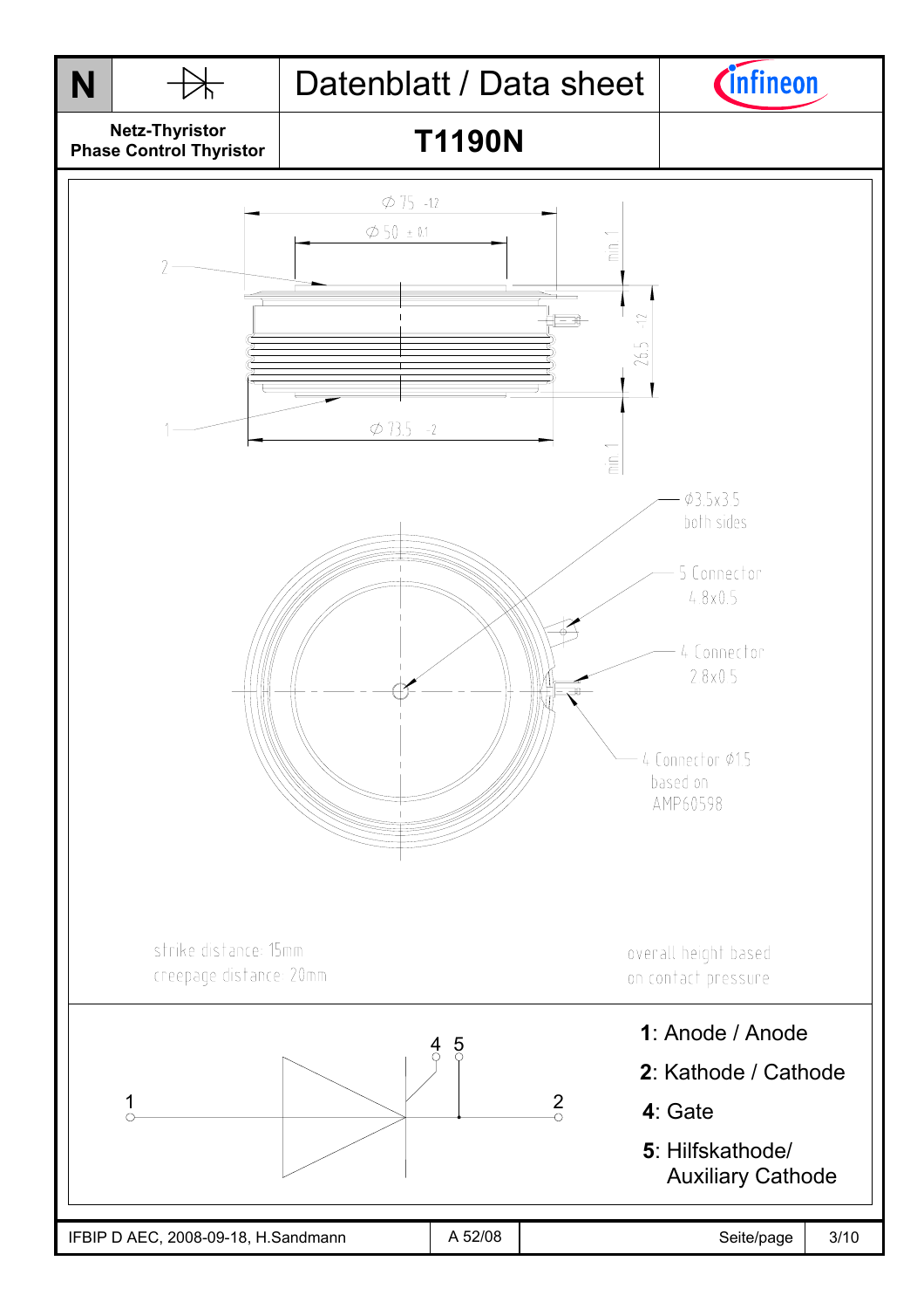**N**

Datenblatt / Data sheet

Netz-Thyristor
Phase Control Thyristor

**T1190N**

$\varnothing$ 75 -1.2

$\varnothing$ 50 ± 0.1

min 1

26.5 -1.2

$\varnothing$ 73.5 -2

min 1

$\varnothing$3.5x3.5
both sides

5 Connector
4.8x0.5

4 Connector
2.8x0.5

4 Connector $\varnothing$1.5
based on
AMP60598

strike distance: 15mm
creepage distance: 20mm

overall height based
on contact pressure

**1**: Anode / Anode

**2**: Kathode / Cathode

**4**: Gate

**5**: Hilfskathode/
Auxiliary Cathode

IFBIP D AEC, 2008-09-18, H.Sandmann | A 52/08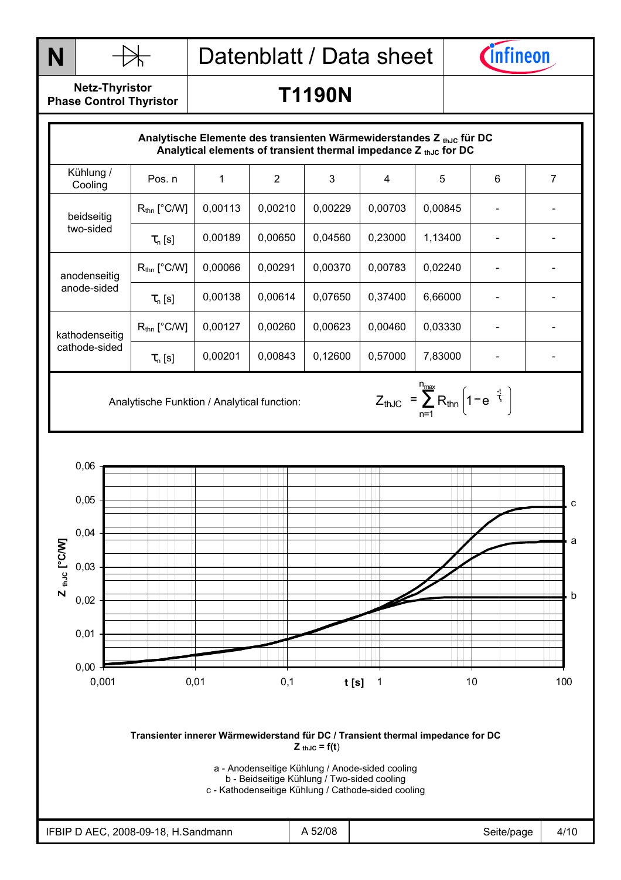# Datenblatt / Data sheet

**Netz-Thyristor**
**Phase Control Thyristor**

## T1190N

**Analytische Elemente des transienten Wärmewiderstandes $Z_{thJC}$ für DC**
**Analytical elements of transient thermal impedance $Z_{thJC}$ for DC**

| Kühlung / Cooling | Pos. n | 1 | 2 | 3 | 4 | 5 | 6 | 7 |
|---|---|---|---|---|---|---|---|---|
| beidseitig two-sided | $R_{thn}$ [°C/W] | 0,00113 | 0,00210 | 0,00229 | 0,00703 | 0,00845 | - | - |
| | $\tau_n$ [s] | 0,00189 | 0,00650 | 0,04560 | 0,23000 | 1,13400 | - | - |
| anodenseitig anode-sided | $R_{thn}$ [°C/W] | 0,00066 | 0,00291 | 0,00370 | 0,00783 | 0,02240 | - | - |
| | $\tau_n$ [s] | 0,00138 | 0,00614 | 0,07650 | 0,37400 | 6,66000 | - | - |
| kathodenseitig cathode-sided | $R_{thn}$ [°C/W] | 0,00127 | 0,00260 | 0,00623 | 0,00460 | 0,03330 | - | - |
| | $\tau_n$ [s] | 0,00201 | 0,00843 | 0,12600 | 0,57000 | 7,83000 | - | - |

Analytische Funktion / Analytical function:

$$Z_{thJC} = \sum_{n=1}^{n_{max}} R_{thn} \left( 1 - e^{\frac{-t}{\tau_n}} \right)$$

**Transienter innerer Wärmewiderstand für DC / Transient thermal impedance for DC**
**$Z_{thJC} = f(t)$**

a - Anodenseitige Kühlung / Anode-sided cooling
b - Beidseitige Kühlung / Two-sided cooling
c - Kathodenseitige Kühlung / Cathode-sided cooling

IFBIP D AEC, 2008-09-18, H.Sandmann | A 52/08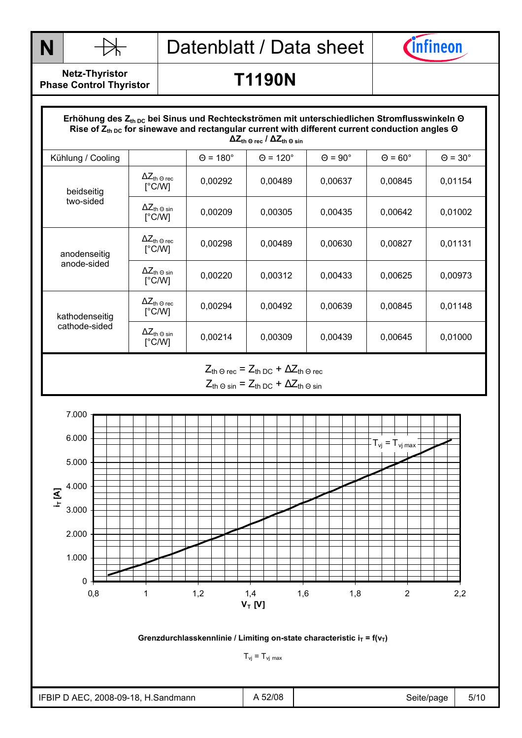**Netz-Thyristor**
**Phase Control Thyristor**

# T1190N

**Erhöhung des $Z_{th\,DC}$ bei Sinus und Rechteckströmen mit unterschiedlichen Stromflusswinkeln Θ**
**Rise of $Z_{th\,DC}$ for sinewave and rectangular current with different current conduction angles Θ**
**$\Delta Z_{th\,\Theta\,rec}$ / $\Delta Z_{th\,\Theta\,sin}$**

| Kühlung / Cooling | | Θ = 180° | Θ = 120° | Θ = 90° | Θ = 60° | Θ = 30° |
|---|---|---|---|---|---|---|
| beidseitig two-sided | $\Delta Z_{th\,\Theta\,rec}$ [°C/W] | 0,00292 | 0,00489 | 0,00637 | 0,00845 | 0,01154 |
| | $\Delta Z_{th\,\Theta\,sin}$ [°C/W] | 0,00209 | 0,00305 | 0,00435 | 0,00642 | 0,01002 |
| anodenseitig anode-sided | $\Delta Z_{th\,\Theta\,rec}$ [°C/W] | 0,00298 | 0,00489 | 0,00630 | 0,00827 | 0,01131 |
| | $\Delta Z_{th\,\Theta\,sin}$ [°C/W] | 0,00220 | 0,00312 | 0,00433 | 0,00625 | 0,00973 |
| kathodenseitig cathode-sided | $\Delta Z_{th\,\Theta\,rec}$ [°C/W] | 0,00294 | 0,00492 | 0,00639 | 0,00845 | 0,01148 |
| | $\Delta Z_{th\,\Theta\,sin}$ [°C/W] | 0,00214 | 0,00309 | 0,00439 | 0,00645 | 0,01000 |

$$Z_{th\,\Theta\,rec} = Z_{th\,DC} + \Delta Z_{th\,\Theta\,rec}$$
$$Z_{th\,\Theta\,sin} = Z_{th\,DC} + \Delta Z_{th\,\Theta\,sin}$$

**Grenzdurchlasskennlinie / Limiting on-state characteristic $i_T = f(v_T)$**

$T_{vj} = T_{vj\,max}$

IFBIP D AEC, 2008-09-18, H.Sandmann | A 52/08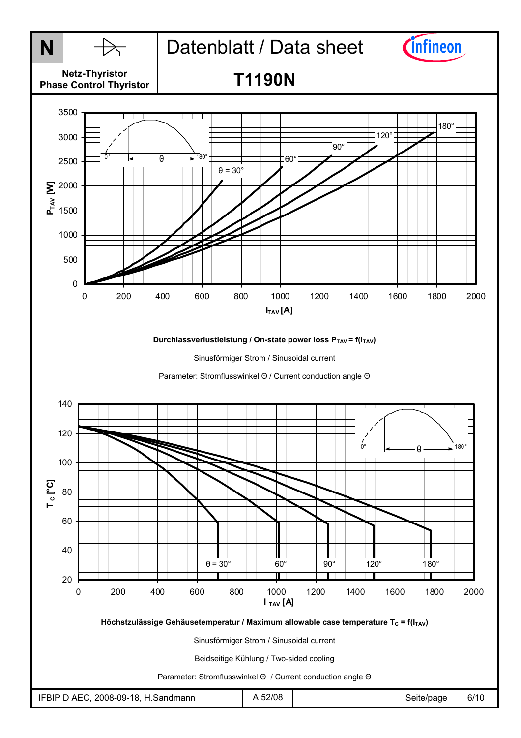# Datenblatt / Data sheet

**Netz-Thyristor**
**Phase Control Thyristor**

## T1190N

**Durchlassverlustleistung / On-state power loss $P_{TAV} = f(I_{TAV})$**

Sinusförmiger Strom / Sinusoidal current

Parameter: Stromflusswinkel Θ / Current conduction angle Θ

**Höchstzulässige Gehäusetemperatur / Maximum allowable case temperature $T_C = f(I_{TAV})$**

Sinusförmiger Strom / Sinusoidal current

Beidseitige Kühlung / Two-sided cooling

Parameter: Stromflusswinkel Θ / Current conduction angle Θ

IFBIP D AEC, 2008-09-18, H.Sandmann | A 52/08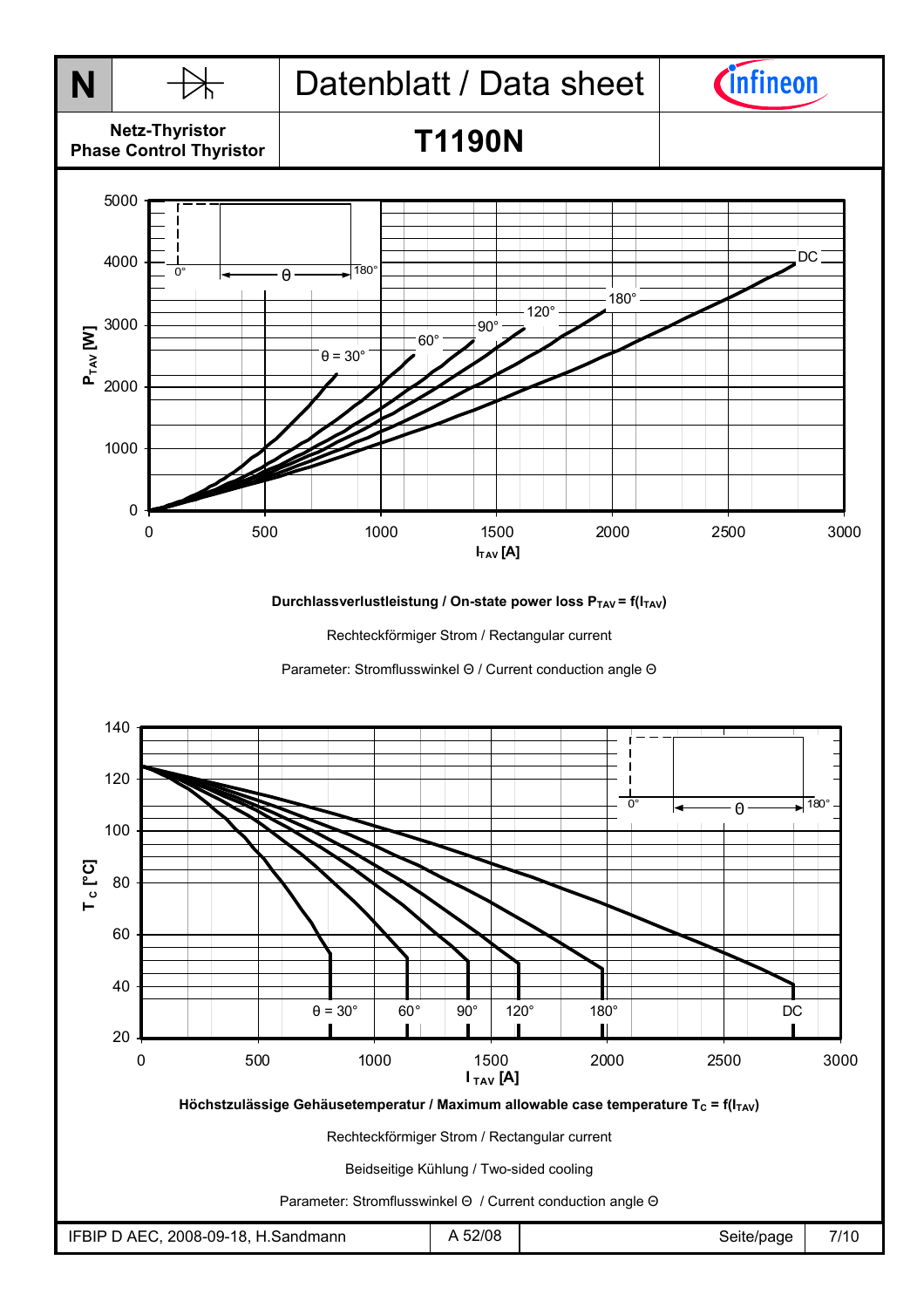**Durchlassverlustleistung / On-state power loss $P_{TAV} = f(I_{TAV})$**

Rechteckförmiger Strom / Rectangular current

Parameter: Stromflusswinkel Θ / Current conduction angle Θ

**Höchstzulässige Gehäusetemperatur / Maximum allowable case temperature $T_C = f(I_{TAV})$**

Rechteckförmiger Strom / Rectangular current

Beidseitige Kühlung / Two-sided cooling

Parameter: Stromflusswinkel Θ / Current conduction angle Θ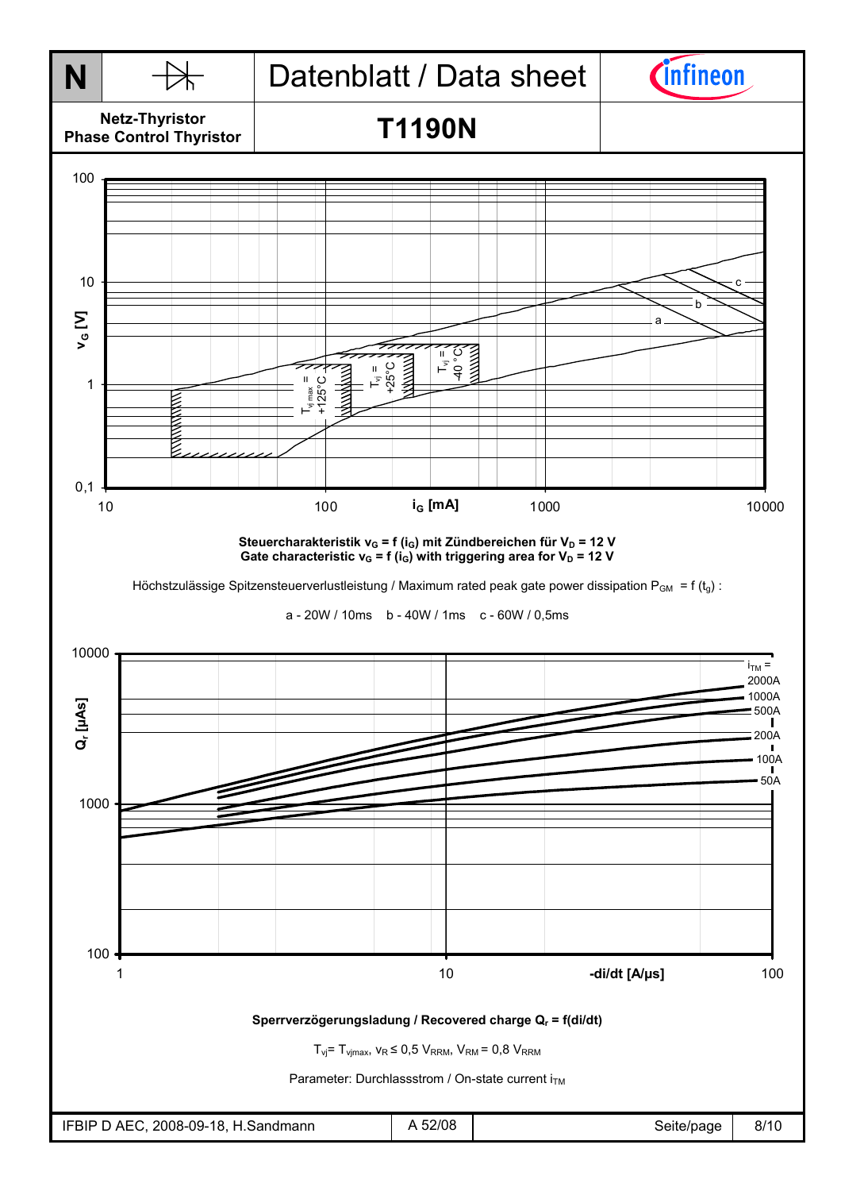Datenblatt / Data sheet

**Netz-Thyristor**
**Phase Control Thyristor**

# T1190N

**Steuercharakteristik $v_G = f(i_G)$ mit Zündbereichen für $V_D$ = 12 V**
**Gate characteristic $v_G = f(i_G)$ with triggering area for $V_D$ = 12 V**

Höchstzulässige Spitzensteuerverlustleistung / Maximum rated peak gate power dissipation $P_{GM} = f(t_g)$ :

a - 20W / 10ms   b - 40W / 1ms   c - 60W / 0,5ms

**Sperrverzögerungsladung / Recovered charge $Q_r = f(di/dt)$**

$T_{vj} = T_{vjmax}$, $v_R \leq 0{,}5\ V_{RRM}$, $V_{RM} = 0{,}8\ V_{RRM}$

Parameter: Durchlassstrom / On-state current $i_{TM}$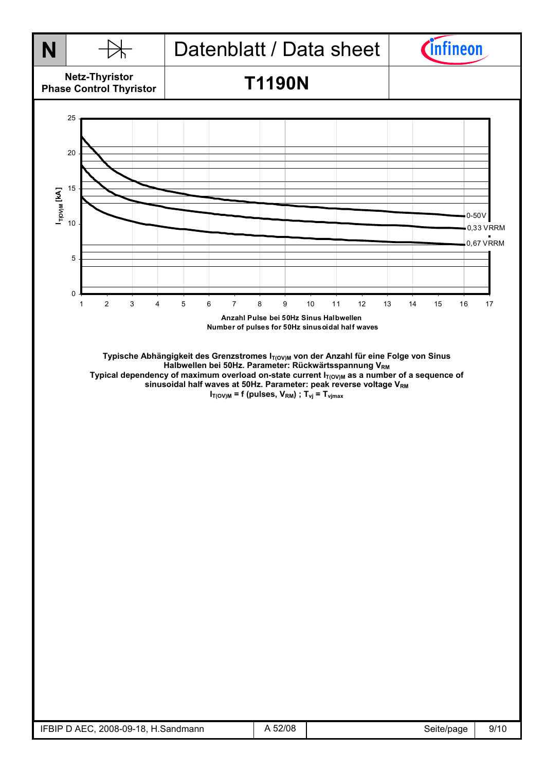**N** | Datenblatt / Data sheet

**Netz-Thyristor**
**Phase Control Thyristor**

# T1190N

$I_{T(OV)M}$ [kA]

Curves: 0-50V; 0,33 VRRM; 0,67 VRRM

Anzahl Pulse bei 50Hz Sinus Halbwellen
Number of pulses for 50Hz sinusoidal half waves

**Typische Abhängigkeit des Grenzstromes $I_{T(OV)M}$ von der Anzahl für eine Folge von Sinus Halbwellen bei 50Hz. Parameter: Rückwärtsspannung $V_{RM}$**
**Typical dependency of maximum overload on-state current $I_{T(OV)M}$ as a number of a sequence of sinusoidal half waves at 50Hz. Parameter: peak reverse voltage $V_{RM}$**
**$I_{T(OV)M}$ = f (pulses, $V_{RM}$) ; $T_{vj} = T_{vjmax}$**

IFBIP D AEC, 2008-09-18, H.Sandmann | A 52/08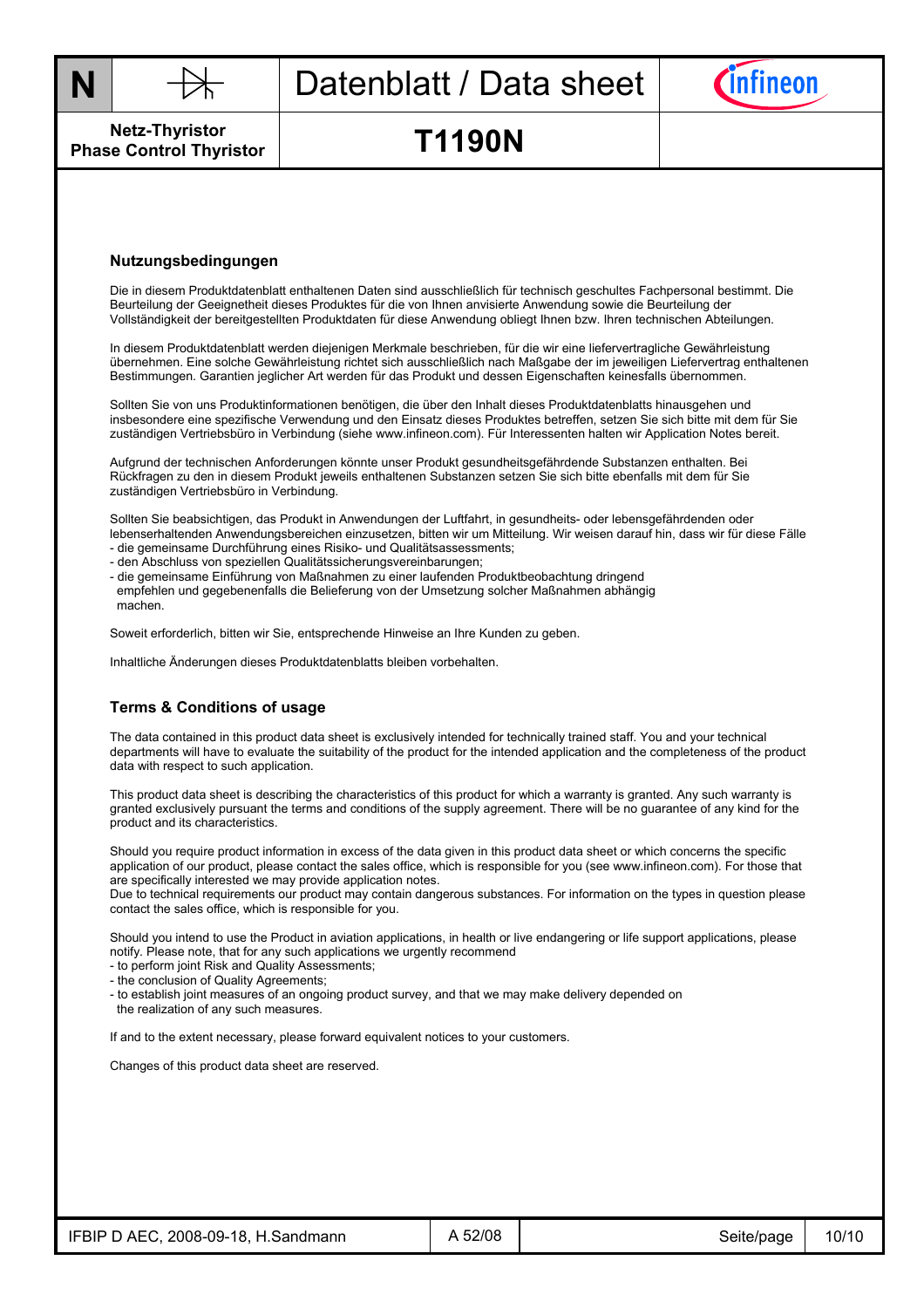## Nutzungsbedingungen

Die in diesem Produktdatenblatt enthaltenen Daten sind ausschließlich für technisch geschultes Fachpersonal bestimmt. Die Beurteilung der Geeignetheit dieses Produktes für die von Ihnen anvisierte Anwendung sowie die Beurteilung der Vollständigkeit der bereitgestellten Produktdaten für diese Anwendung obliegt Ihnen bzw. Ihren technischen Abteilungen.

In diesem Produktdatenblatt werden diejenigen Merkmale beschrieben, für die wir eine liefervertragliche Gewährleistung übernehmen. Eine solche Gewährleistung richtet sich ausschließlich nach Maßgabe der im jeweiligen Liefervertrag enthaltenen Bestimmungen. Garantien jeglicher Art werden für das Produkt und dessen Eigenschaften keinesfalls übernommen.

Sollten Sie von uns Produktinformationen benötigen, die über den Inhalt dieses Produktdatenblatts hinausgehen und insbesondere eine spezifische Verwendung und den Einsatz dieses Produktes betreffen, setzen Sie sich bitte mit dem für Sie zuständigen Vertriebsbüro in Verbindung (siehe www.infineon.com). Für Interessenten halten wir Application Notes bereit.

Aufgrund der technischen Anforderungen könnte unser Produkt gesundheitsgefährdende Substanzen enthalten. Bei Rückfragen zu den in diesem Produkt jeweils enthaltenen Substanzen setzen Sie sich bitte ebenfalls mit dem für Sie zuständigen Vertriebsbüro in Verbindung.

Sollten Sie beabsichtigen, das Produkt in Anwendungen der Luftfahrt, in gesundheits- oder lebensgefährdenden oder lebenserhaltenden Anwendungsbereichen einzusetzen, bitten wir um Mitteilung. Wir weisen darauf hin, dass wir für diese Fälle
- die gemeinsame Durchführung eines Risiko- und Qualitätsassessments;
- den Abschluss von speziellen Qualitätssicherungsvereinbarungen;
- die gemeinsame Einführung von Maßnahmen zu einer laufenden Produktbeobachtung dringend empfehlen und gegebenenfalls die Belieferung von der Umsetzung solcher Maßnahmen abhängig machen.

Soweit erforderlich, bitten wir Sie, entsprechende Hinweise an Ihre Kunden zu geben.

Inhaltliche Änderungen dieses Produktdatenblatts bleiben vorbehalten.

## Terms & Conditions of usage

The data contained in this product data sheet is exclusively intended for technically trained staff. You and your technical departments will have to evaluate the suitability of the product for the intended application and the completeness of the product data with respect to such application.

This product data sheet is describing the characteristics of this product for which a warranty is granted. Any such warranty is granted exclusively pursuant the terms and conditions of the supply agreement. There will be no guarantee of any kind for the product and its characteristics.

Should you require product information in excess of the data given in this product data sheet or which concerns the specific application of our product, please contact the sales office, which is responsible for you (see www.infineon.com). For those that are specifically interested we may provide application notes.
Due to technical requirements our product may contain dangerous substances. For information on the types in question please contact the sales office, which is responsible for you.

Should you intend to use the Product in aviation applications, in health or live endangering or life support applications, please notify. Please note, that for any such applications we urgently recommend
- to perform joint Risk and Quality Assessments;
- the conclusion of Quality Agreements;
- to establish joint measures of an ongoing product survey, and that we may make delivery depended on the realization of any such measures.

If and to the extent necessary, please forward equivalent notices to your customers.

Changes of this product data sheet are reserved.